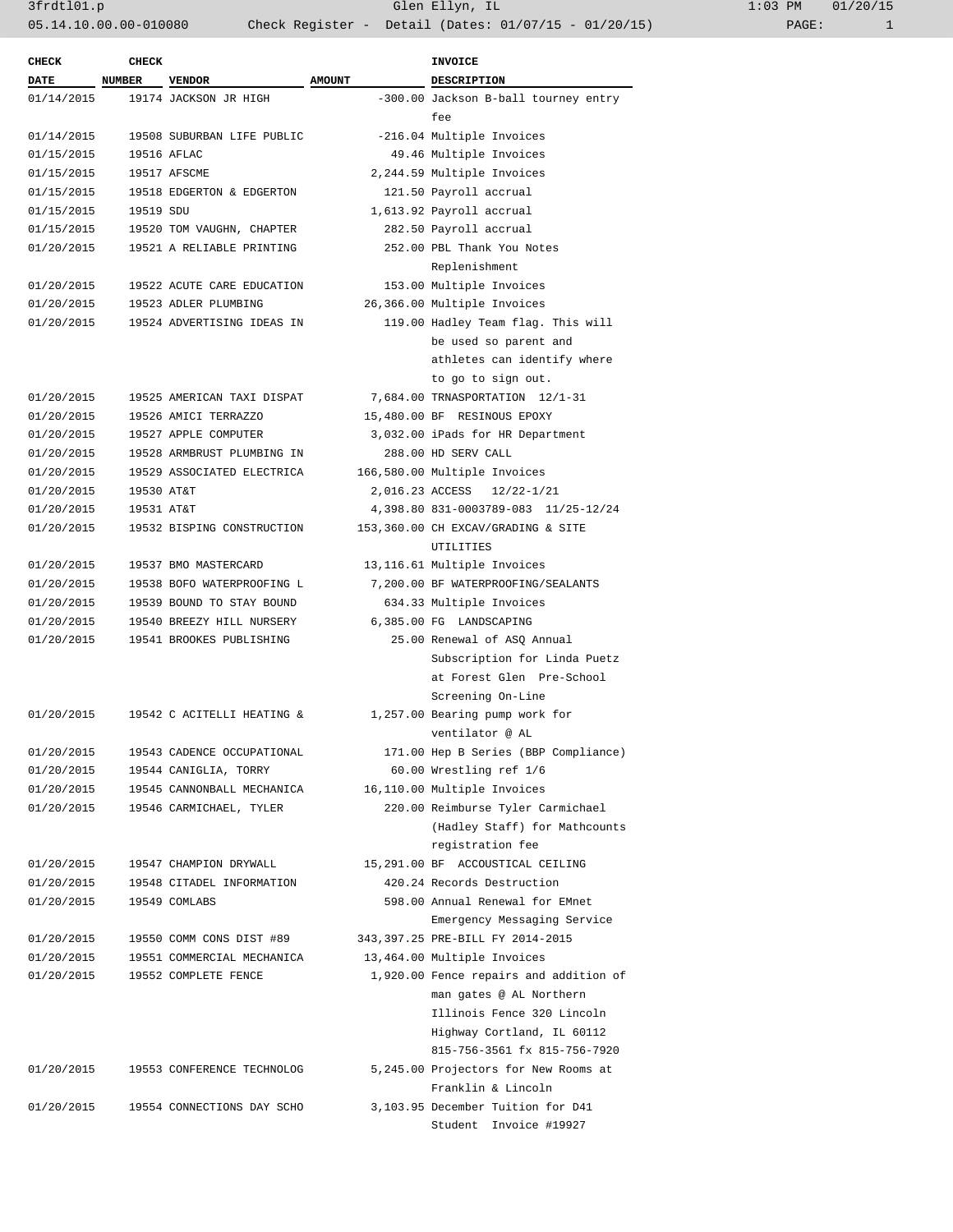| CHECK DATE | CHECK NUMBER | VENDOR | AMOUNT | INVOICE DESCRIPTION |
|---|---|---|---|---|
| 01/14/2015 | 19174 | JACKSON JR HIGH | -300.00 | Jackson B-ball tourney entry fee |
| 01/14/2015 | 19508 | SUBURBAN LIFE PUBLIC | -216.04 | Multiple Invoices |
| 01/15/2015 | 19516 | AFLAC | 49.46 | Multiple Invoices |
| 01/15/2015 | 19517 | AFSCME | 2,244.59 | Multiple Invoices |
| 01/15/2015 | 19518 | EDGERTON & EDGERTON | 121.50 | Payroll accrual |
| 01/15/2015 | 19519 | SDU | 1,613.92 | Payroll accrual |
| 01/15/2015 | 19520 | TOM VAUGHN, CHAPTER | 282.50 | Payroll accrual |
| 01/20/2015 | 19521 | A RELIABLE PRINTING | 252.00 | PBL Thank You Notes Replenishment |
| 01/20/2015 | 19522 | ACUTE CARE EDUCATION | 153.00 | Multiple Invoices |
| 01/20/2015 | 19523 | ADLER PLUMBING | 26,366.00 | Multiple Invoices |
| 01/20/2015 | 19524 | ADVERTISING IDEAS IN | 119.00 | Hadley Team flag. This will be used so parent and athletes can identify where to go to sign out. |
| 01/20/2015 | 19525 | AMERICAN TAXI DISPAT | 7,684.00 | TRNASPORTATION 12/1-31 |
| 01/20/2015 | 19526 | AMICI TERRAZZO | 15,480.00 | BF RESINOUS EPOXY |
| 01/20/2015 | 19527 | APPLE COMPUTER | 3,032.00 | iPads for HR Department |
| 01/20/2015 | 19528 | ARMBRUST PLUMBING IN | 288.00 | HD SERV CALL |
| 01/20/2015 | 19529 | ASSOCIATED ELECTRICA | 166,580.00 | Multiple Invoices |
| 01/20/2015 | 19530 | AT&T | 2,016.23 | ACCESS 12/22-1/21 |
| 01/20/2015 | 19531 | AT&T | 4,398.80 | 831-0003789-083 11/25-12/24 |
| 01/20/2015 | 19532 | BISPING CONSTRUCTION | 153,360.00 | CH EXCAV/GRADING & SITE UTILITIES |
| 01/20/2015 | 19537 | BMO MASTERCARD | 13,116.61 | Multiple Invoices |
| 01/20/2015 | 19538 | BOFO WATERPROOFING L | 7,200.00 | BF WATERPROOFING/SEALANTS |
| 01/20/2015 | 19539 | BOUND TO STAY BOUND | 634.33 | Multiple Invoices |
| 01/20/2015 | 19540 | BREEZY HILL NURSERY | 6,385.00 | FG LANDSCAPING |
| 01/20/2015 | 19541 | BROOKES PUBLISHING | 25.00 | Renewal of ASQ Annual Subscription for Linda Puetz at Forest Glen Pre-School Screening On-Line |
| 01/20/2015 | 19542 | C ACITELLI HEATING & | 1,257.00 | Bearing pump work for ventilator @ AL |
| 01/20/2015 | 19543 | CADENCE OCCUPATIONAL | 171.00 | Hep B Series (BBP Compliance) |
| 01/20/2015 | 19544 | CANIGLIA, TORRY | 60.00 | Wrestling ref 1/6 |
| 01/20/2015 | 19545 | CANNONBALL MECHANICA | 16,110.00 | Multiple Invoices |
| 01/20/2015 | 19546 | CARMICHAEL, TYLER | 220.00 | Reimburse Tyler Carmichael (Hadley Staff) for Mathcounts registration fee |
| 01/20/2015 | 19547 | CHAMPION DRYWALL | 15,291.00 | BF ACCOUSTICAL CEILING |
| 01/20/2015 | 19548 | CITADEL INFORMATION | 420.24 | Records Destruction |
| 01/20/2015 | 19549 | COMLABS | 598.00 | Annual Renewal for EMnet Emergency Messaging Service |
| 01/20/2015 | 19550 | COMM CONS DIST #89 | 343,397.25 | PRE-BILL FY 2014-2015 |
| 01/20/2015 | 19551 | COMMERCIAL MECHANICA | 13,464.00 | Multiple Invoices |
| 01/20/2015 | 19552 | COMPLETE FENCE | 1,920.00 | Fence repairs and addition of man gates @ AL Northern Illinois Fence 320 Lincoln Highway Cortland, IL 60112 815-756-3561 fx 815-756-7920 |
| 01/20/2015 | 19553 | CONFERENCE TECHNOLOG | 5,245.00 | Projectors for New Rooms at Franklin & Lincoln |
| 01/20/2015 | 19554 | CONNECTIONS DAY SCHO | 3,103.95 | December Tuition for D41 Student Invoice #19927 |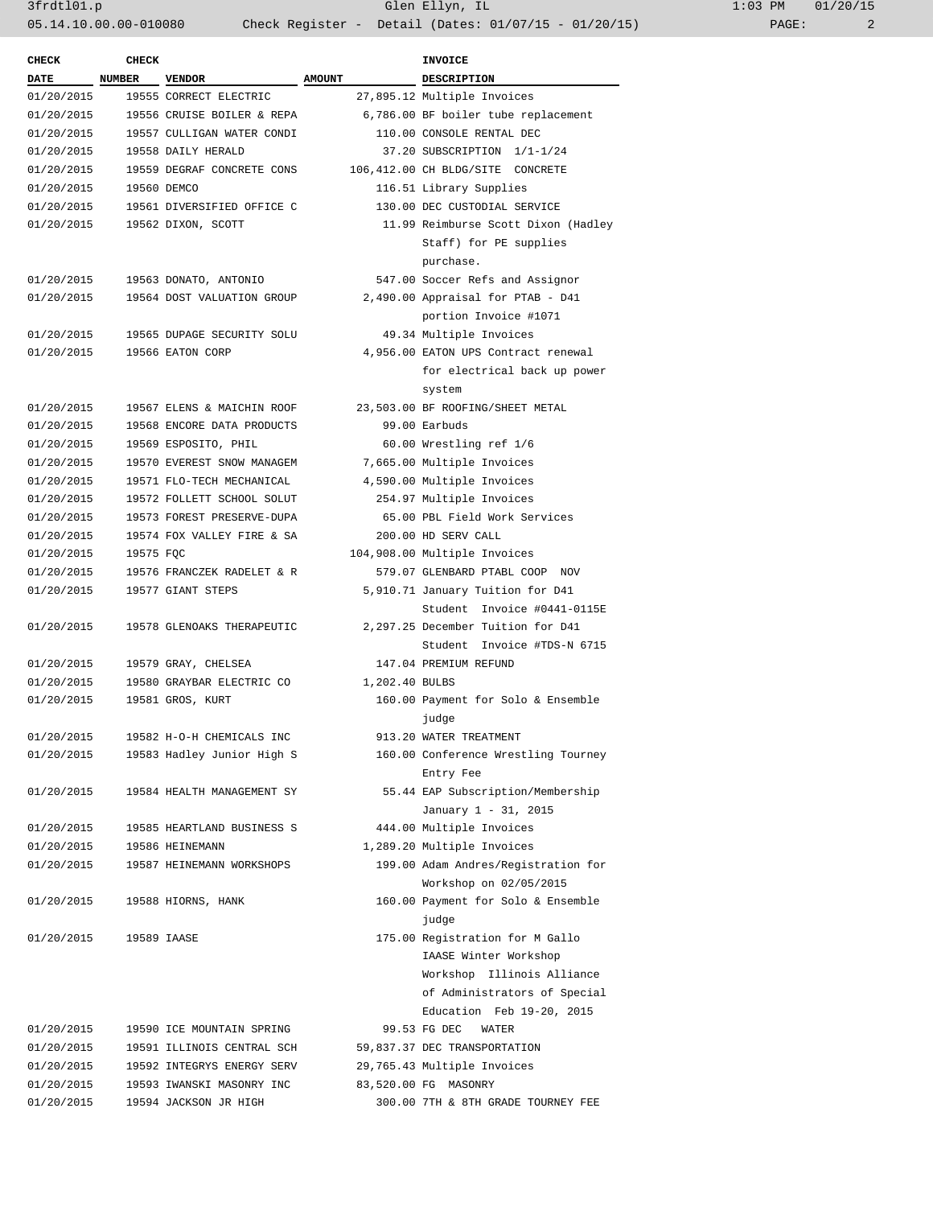| CHECK DATE | CHECK NUMBER | VENDOR | AMOUNT | INVOICE DESCRIPTION |
|---|---|---|---|---|
| 01/20/2015 | 19555 | CORRECT ELECTRIC | 27,895.12 | Multiple Invoices |
| 01/20/2015 | 19556 | CRUISE BOILER & REPA | 6,786.00 | BF boiler tube replacement |
| 01/20/2015 | 19557 | CULLIGAN WATER CONDI | 110.00 | CONSOLE RENTAL DEC |
| 01/20/2015 | 19558 | DAILY HERALD | 37.20 | SUBSCRIPTION 1/1-1/24 |
| 01/20/2015 | 19559 | DEGRAF CONCRETE CONS | 106,412.00 | CH BLDG/SITE CONCRETE |
| 01/20/2015 | 19560 | DEMCO | 116.51 | Library Supplies |
| 01/20/2015 | 19561 | DIVERSIFIED OFFICE C | 130.00 | DEC CUSTODIAL SERVICE |
| 01/20/2015 | 19562 | DIXON, SCOTT | 11.99 | Reimburse Scott Dixon (Hadley Staff) for PE supplies purchase. |
| 01/20/2015 | 19563 | DONATO, ANTONIO | 547.00 | Soccer Refs and Assignor |
| 01/20/2015 | 19564 | DOST VALUATION GROUP | 2,490.00 | Appraisal for PTAB - D41 portion Invoice #1071 |
| 01/20/2015 | 19565 | DUPAGE SECURITY SOLU | 49.34 | Multiple Invoices |
| 01/20/2015 | 19566 | EATON CORP | 4,956.00 | EATON UPS Contract renewal for electrical back up power system |
| 01/20/2015 | 19567 | ELENS & MAICHIN ROOF | 23,503.00 | BF ROOFING/SHEET METAL |
| 01/20/2015 | 19568 | ENCORE DATA PRODUCTS | 99.00 | Earbuds |
| 01/20/2015 | 19569 | ESPOSITO, PHIL | 60.00 | Wrestling ref 1/6 |
| 01/20/2015 | 19570 | EVEREST SNOW MANAGEM | 7,665.00 | Multiple Invoices |
| 01/20/2015 | 19571 | FLO-TECH MECHANICAL | 4,590.00 | Multiple Invoices |
| 01/20/2015 | 19572 | FOLLETT SCHOOL SOLUT | 254.97 | Multiple Invoices |
| 01/20/2015 | 19573 | FOREST PRESERVE-DUPA | 65.00 | PBL Field Work Services |
| 01/20/2015 | 19574 | FOX VALLEY FIRE & SA | 200.00 | HD SERV CALL |
| 01/20/2015 | 19575 | FQC | 104,908.00 | Multiple Invoices |
| 01/20/2015 | 19576 | FRANCZEK RADELET & R | 579.07 | GLENBARD PTABL COOP NOV |
| 01/20/2015 | 19577 | GIANT STEPS | 5,910.71 | January Tuition for D41 Student Invoice #0441-0115E |
| 01/20/2015 | 19578 | GLENOAKS THERAPEUTIC | 2,297.25 | December Tuition for D41 Student Invoice #TDS-N 6715 |
| 01/20/2015 | 19579 | GRAY, CHELSEA | 147.04 | PREMIUM REFUND |
| 01/20/2015 | 19580 | GRAYBAR ELECTRIC CO | 1,202.40 | BULBS |
| 01/20/2015 | 19581 | GROS, KURT | 160.00 | Payment for Solo & Ensemble judge |
| 01/20/2015 | 19582 | H-O-H CHEMICALS INC | 913.20 | WATER TREATMENT |
| 01/20/2015 | 19583 | Hadley Junior High S | 160.00 | Conference Wrestling Tourney Entry Fee |
| 01/20/2015 | 19584 | HEALTH MANAGEMENT SY | 55.44 | EAP Subscription/Membership January 1 - 31, 2015 |
| 01/20/2015 | 19585 | HEARTLAND BUSINESS S | 444.00 | Multiple Invoices |
| 01/20/2015 | 19586 | HEINEMANN | 1,289.20 | Multiple Invoices |
| 01/20/2015 | 19587 | HEINEMANN WORKSHOPS | 199.00 | Adam Andres/Registration for Workshop on 02/05/2015 |
| 01/20/2015 | 19588 | HIORNS, HANK | 160.00 | Payment for Solo & Ensemble judge |
| 01/20/2015 | 19589 | IAASE | 175.00 | Registration for M Gallo IAASE Winter Workshop Workshop Illinois Alliance of Administrators of Special Education Feb 19-20, 2015 |
| 01/20/2015 | 19590 | ICE MOUNTAIN SPRING | 99.53 | FG DEC WATER |
| 01/20/2015 | 19591 | ILLINOIS CENTRAL SCH | 59,837.37 | DEC TRANSPORTATION |
| 01/20/2015 | 19592 | INTEGRYS ENERGY SERV | 29,765.43 | Multiple Invoices |
| 01/20/2015 | 19593 | IWANSKI MASONRY INC | 83,520.00 | FG MASONRY |
| 01/20/2015 | 19594 | JACKSON JR HIGH | 300.00 | 7TH & 8TH GRADE TOURNEY FEE |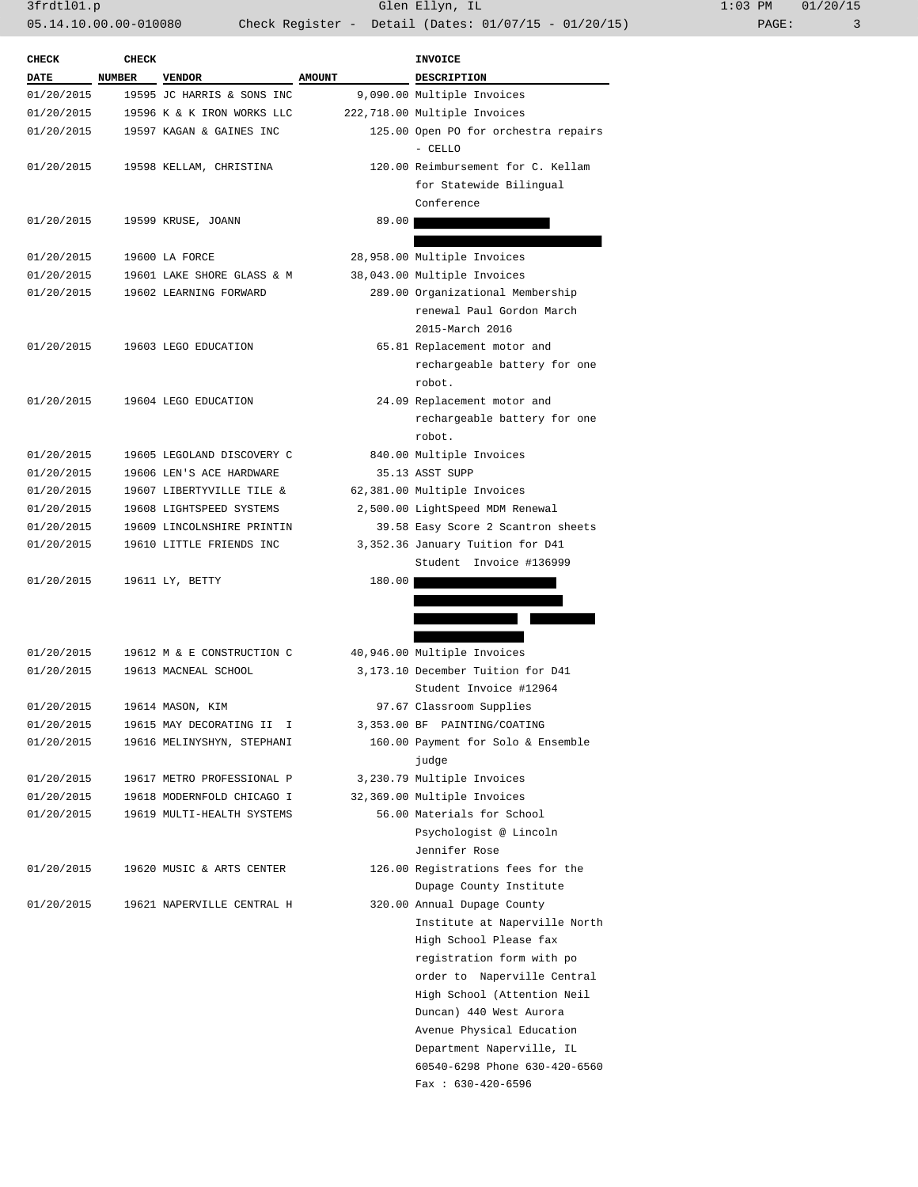| CHECK DATE | CHECK NUMBER | VENDOR | AMOUNT | INVOICE DESCRIPTION |
|---|---|---|---|---|
| 01/20/2015 | 19595 | JC HARRIS & SONS INC | 9,090.00 | Multiple Invoices |
| 01/20/2015 | 19596 | K & K IRON WORKS LLC | 222,718.00 | Multiple Invoices |
| 01/20/2015 | 19597 | KAGAN & GAINES INC | 125.00 | Open PO for orchestra repairs - CELLO |
| 01/20/2015 | 19598 | KELLAM, CHRISTINA | 120.00 | Reimbursement for C. Kellam for Statewide Bilingual Conference |
| 01/20/2015 | 19599 | KRUSE, JOANN | 89.00 | |
| 01/20/2015 | 19600 | LA FORCE | 28,958.00 | Multiple Invoices |
| 01/20/2015 | 19601 | LAKE SHORE GLASS & M | 38,043.00 | Multiple Invoices |
| 01/20/2015 | 19602 | LEARNING FORWARD | 289.00 | Organizational Membership renewal Paul Gordon March 2015-March 2016 |
| 01/20/2015 | 19603 | LEGO EDUCATION | 65.81 | Replacement motor and rechargeable battery for one robot. |
| 01/20/2015 | 19604 | LEGO EDUCATION | 24.09 | Replacement motor and rechargeable battery for one robot. |
| 01/20/2015 | 19605 | LEGOLAND DISCOVERY C | 840.00 | Multiple Invoices |
| 01/20/2015 | 19606 | LEN'S ACE HARDWARE | 35.13 | ASST SUPP |
| 01/20/2015 | 19607 | LIBERTYVILLE TILE & | 62,381.00 | Multiple Invoices |
| 01/20/2015 | 19608 | LIGHTSPEED SYSTEMS | 2,500.00 | LightSpeed MDM Renewal |
| 01/20/2015 | 19609 | LINCOLNSHIRE PRINTIN | 39.58 | Easy Score 2 Scantron sheets |
| 01/20/2015 | 19610 | LITTLE FRIENDS INC | 3,352.36 | January Tuition for D41 Student Invoice #136999 |
| 01/20/2015 | 19611 | LY, BETTY | 180.00 | |
| 01/20/2015 | 19612 | M & E CONSTRUCTION C | 40,946.00 | Multiple Invoices |
| 01/20/2015 | 19613 | MACNEAL SCHOOL | 3,173.10 | December Tuition for D41 Student Invoice #12964 |
| 01/20/2015 | 19614 | MASON, KIM | 97.67 | Classroom Supplies |
| 01/20/2015 | 19615 | MAY DECORATING II I | 3,353.00 | BF PAINTING/COATING |
| 01/20/2015 | 19616 | MELINYSHYN, STEPHANI | 160.00 | Payment for Solo & Ensemble judge |
| 01/20/2015 | 19617 | METRO PROFESSIONAL P | 3,230.79 | Multiple Invoices |
| 01/20/2015 | 19618 | MODERNFOLD CHICAGO I | 32,369.00 | Multiple Invoices |
| 01/20/2015 | 19619 | MULTI-HEALTH SYSTEMS | 56.00 | Materials for School Psychologist @ Lincoln Jennifer Rose |
| 01/20/2015 | 19620 | MUSIC & ARTS CENTER | 126.00 | Registrations fees for the Dupage County Institute |
| 01/20/2015 | 19621 | NAPERVILLE CENTRAL H | 320.00 | Annual Dupage County Institute at Naperville North High School Please fax registration form with po order to Naperville Central High School (Attention Neil Duncan) 440 West Aurora Avenue Physical Education Department Naperville, IL 60540-6298 Phone 630-420-6560 Fax : 630-420-6596 |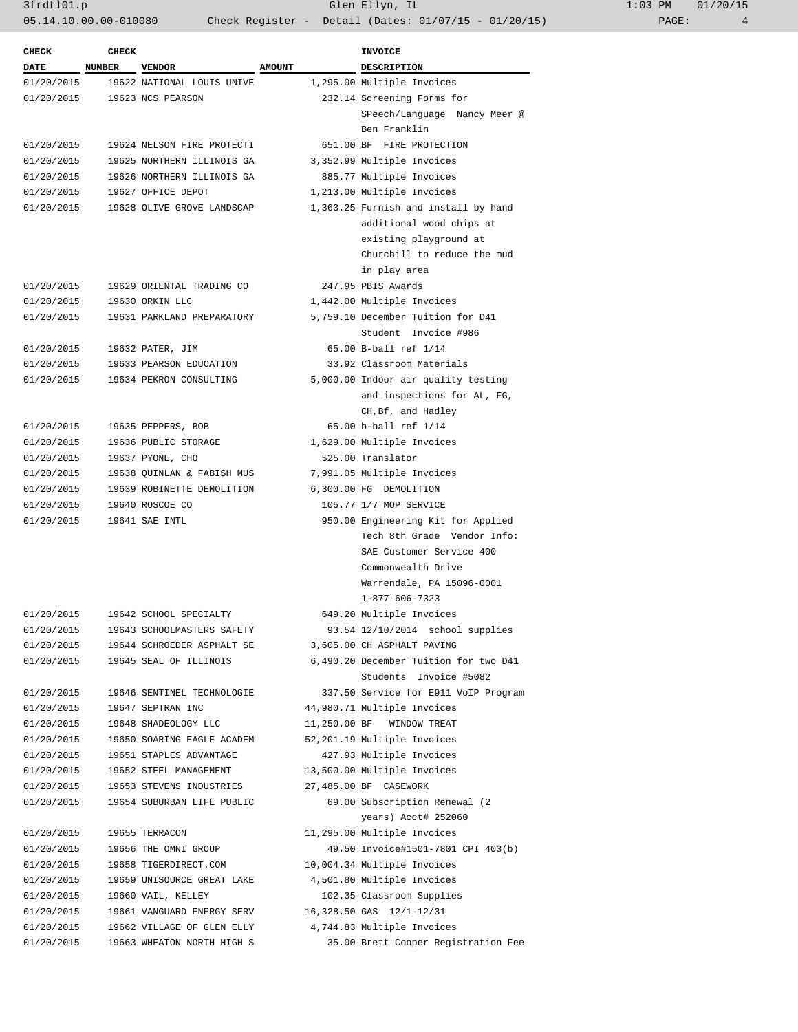| CHECK DATE | CHECK NUMBER | VENDOR | AMOUNT | INVOICE DESCRIPTION |
|---|---|---|---|---|
| 01/20/2015 | 19622 | NATIONAL LOUIS UNIVE | 1,295.00 | Multiple Invoices |
| 01/20/2015 | 19623 | NCS PEARSON | 232.14 | Screening Forms for SPeech/Language Nancy Meer @ Ben Franklin |
| 01/20/2015 | 19624 | NELSON FIRE PROTECTI | 651.00 | BF FIRE PROTECTION |
| 01/20/2015 | 19625 | NORTHERN ILLINOIS GA | 3,352.99 | Multiple Invoices |
| 01/20/2015 | 19626 | NORTHERN ILLINOIS GA | 885.77 | Multiple Invoices |
| 01/20/2015 | 19627 | OFFICE DEPOT | 1,213.00 | Multiple Invoices |
| 01/20/2015 | 19628 | OLIVE GROVE LANDSCAP | 1,363.25 | Furnish and install by hand additional wood chips at existing playground at Churchill to reduce the mud in play area |
| 01/20/2015 | 19629 | ORIENTAL TRADING CO | 247.95 | PBIS Awards |
| 01/20/2015 | 19630 | ORKIN LLC | 1,442.00 | Multiple Invoices |
| 01/20/2015 | 19631 | PARKLAND PREPARATORY | 5,759.10 | December Tuition for D41 Student Invoice #986 |
| 01/20/2015 | 19632 | PATER, JIM | 65.00 | B-ball ref 1/14 |
| 01/20/2015 | 19633 | PEARSON EDUCATION | 33.92 | Classroom Materials |
| 01/20/2015 | 19634 | PEKRON CONSULTING | 5,000.00 | Indoor air quality testing and inspections for AL, FG, CH,Bf, and Hadley |
| 01/20/2015 | 19635 | PEPPERS, BOB | 65.00 | b-ball ref 1/14 |
| 01/20/2015 | 19636 | PUBLIC STORAGE | 1,629.00 | Multiple Invoices |
| 01/20/2015 | 19637 | PYONE, CHO | 525.00 | Translator |
| 01/20/2015 | 19638 | QUINLAN & FABISH MUS | 7,991.05 | Multiple Invoices |
| 01/20/2015 | 19639 | ROBINETTE DEMOLITION | 6,300.00 | FG DEMOLITION |
| 01/20/2015 | 19640 | ROSCOE CO | 105.77 | 1/7 MOP SERVICE |
| 01/20/2015 | 19641 | SAE INTL | 950.00 | Engineering Kit for Applied Tech 8th Grade Vendor Info: SAE Customer Service 400 Commonwealth Drive Warrendale, PA 15096-0001 1-877-606-7323 |
| 01/20/2015 | 19642 | SCHOOL SPECIALTY | 649.20 | Multiple Invoices |
| 01/20/2015 | 19643 | SCHOOLMASTERS SAFETY | 93.54 | 12/10/2014 school supplies |
| 01/20/2015 | 19644 | SCHROEDER ASPHALT SE | 3,605.00 | CH ASPHALT PAVING |
| 01/20/2015 | 19645 | SEAL OF ILLINOIS | 6,490.20 | December Tuition for two D41 Students Invoice #5082 |
| 01/20/2015 | 19646 | SENTINEL TECHNOLOGIE | 337.50 | Service for E911 VoIP Program |
| 01/20/2015 | 19647 | SEPTRAN INC | 44,980.71 | Multiple Invoices |
| 01/20/2015 | 19648 | SHADEOLOGY LLC | 11,250.00 | BF WINDOW TREAT |
| 01/20/2015 | 19650 | SOARING EAGLE ACADEM | 52,201.19 | Multiple Invoices |
| 01/20/2015 | 19651 | STAPLES ADVANTAGE | 427.93 | Multiple Invoices |
| 01/20/2015 | 19652 | STEEL MANAGEMENT | 13,500.00 | Multiple Invoices |
| 01/20/2015 | 19653 | STEVENS INDUSTRIES | 27,485.00 | BF CASEWORK |
| 01/20/2015 | 19654 | SUBURBAN LIFE PUBLIC | 69.00 | Subscription Renewal (2 years) Acct# 252060 |
| 01/20/2015 | 19655 | TERRACON | 11,295.00 | Multiple Invoices |
| 01/20/2015 | 19656 | THE OMNI GROUP | 49.50 | Invoice#1501-7801 CPI 403(b) |
| 01/20/2015 | 19658 | TIGERDIRECT.COM | 10,004.34 | Multiple Invoices |
| 01/20/2015 | 19659 | UNISOURCE GREAT LAKE | 4,501.80 | Multiple Invoices |
| 01/20/2015 | 19660 | VAIL, KELLEY | 102.35 | Classroom Supplies |
| 01/20/2015 | 19661 | VANGUARD ENERGY SERV | 16,328.50 | GAS 12/1-12/31 |
| 01/20/2015 | 19662 | VILLAGE OF GLEN ELLY | 4,744.83 | Multiple Invoices |
| 01/20/2015 | 19663 | WHEATON NORTH HIGH S | 35.00 | Brett Cooper Registration Fee |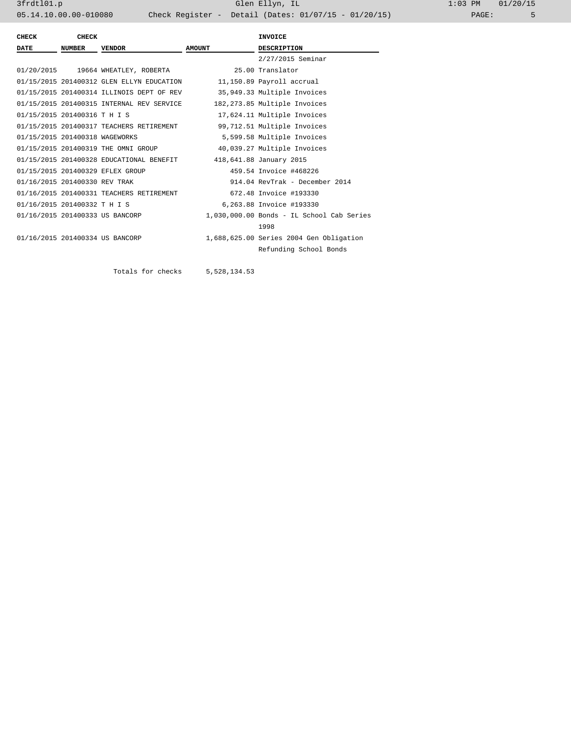| CHECK DATE | CHECK NUMBER | VENDOR | AMOUNT | INVOICE DESCRIPTION |
|---|---|---|---|---|
| | | | | 2/27/2015 Seminar |
| 01/20/2015 | 19664 | WHEATLEY, ROBERTA | 25.00 | Translator |
| 01/15/2015 | 201400312 | GLEN ELLYN EDUCATION | 11,150.89 | Payroll accrual |
| 01/15/2015 | 201400314 | ILLINOIS DEPT OF REV | 35,949.33 | Multiple Invoices |
| 01/15/2015 | 201400315 | INTERNAL REV SERVICE | 182,273.85 | Multiple Invoices |
| 01/15/2015 | 201400316 | T H I S | 17,624.11 | Multiple Invoices |
| 01/15/2015 | 201400317 | TEACHERS RETIREMENT | 99,712.51 | Multiple Invoices |
| 01/15/2015 | 201400318 | WAGEWORKS | 5,599.58 | Multiple Invoices |
| 01/15/2015 | 201400319 | THE OMNI GROUP | 40,039.27 | Multiple Invoices |
| 01/15/2015 | 201400328 | EDUCATIONAL BENEFIT | 418,641.88 | January 2015 |
| 01/15/2015 | 201400329 | EFLEX GROUP | 459.54 | Invoice #468226 |
| 01/16/2015 | 201400330 | REV TRAK | 914.04 | RevTrak - December 2014 |
| 01/16/2015 | 201400331 | TEACHERS RETIREMENT | 672.48 | Invoice #193330 |
| 01/16/2015 | 201400332 | T H I S | 6,263.88 | Invoice #193330 |
| 01/16/2015 | 201400333 | US BANCORP | 1,030,000.00 | Bonds - IL School Cab Series 1998 |
| 01/16/2015 | 201400334 | US BANCORP | 1,688,625.00 | Series 2004 Gen Obligation Refunding School Bonds |
| | | Totals for checks | 5,528,134.53 | |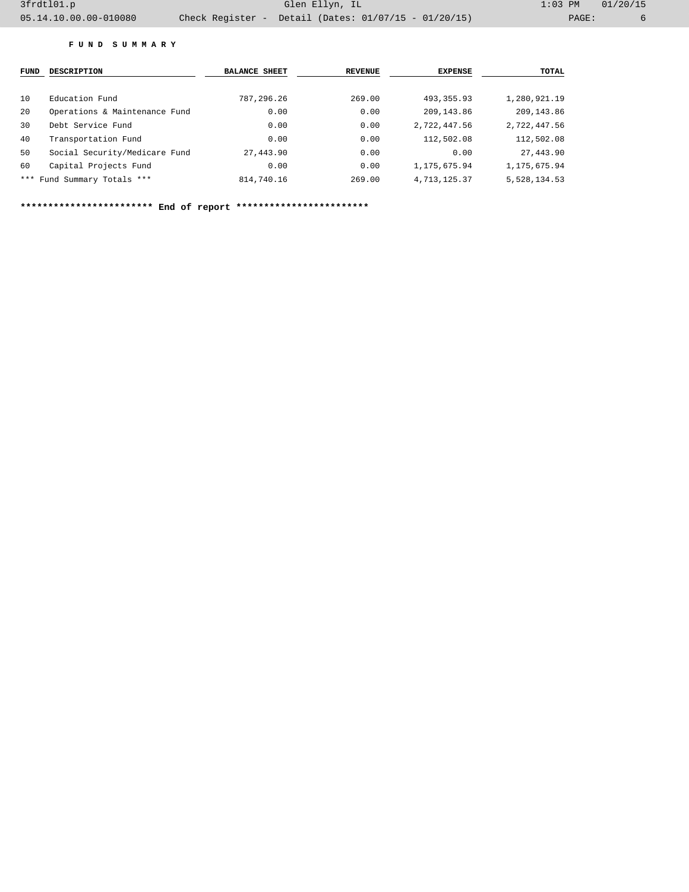**F U N D  S U M M A R Y**

| FUND | DESCRIPTION | BALANCE SHEET | REVENUE | EXPENSE | TOTAL |
|---|---|---|---|---|---|
| 10 | Education Fund | 787,296.26 | 269.00 | 493,355.93 | 1,280,921.19 |
| 20 | Operations & Maintenance Fund | 0.00 | 0.00 | 209,143.86 | 209,143.86 |
| 30 | Debt Service Fund | 0.00 | 0.00 | 2,722,447.56 | 2,722,447.56 |
| 40 | Transportation Fund | 0.00 | 0.00 | 112,502.08 | 112,502.08 |
| 50 | Social Security/Medicare Fund | 27,443.90 | 0.00 | 0.00 | 27,443.90 |
| 60 | Capital Projects Fund | 0.00 | 0.00 | 1,175,675.94 | 1,175,675.94 |
| *** Fund Summary Totals *** | | 814,740.16 | 269.00 | 4,713,125.37 | 5,528,134.53 |

**************************** End of report ****************************